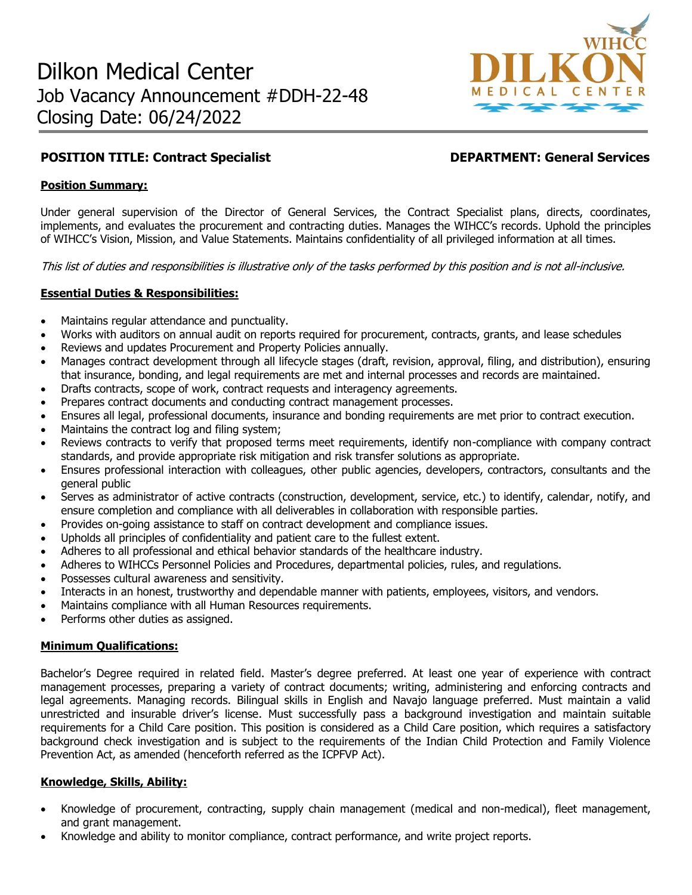# Dilkon Medical Center
## Job Vacancy Announcement #DDH-22-48
## Closing Date: 06/24/2022

**POSITION TITLE: Contract Specialist** **DEPARTMENT: General Services**

**Position Summary:**

Under general supervision of the Director of General Services, the Contract Specialist plans, directs, coordinates, implements, and evaluates the procurement and contracting duties. Manages the WIHCC's records. Uphold the principles of WIHCC's Vision, Mission, and Value Statements. Maintains confidentiality of all privileged information at all times.

*This list of duties and responsibilities is illustrative only of the tasks performed by this position and is not all-inclusive.*

**Essential Duties & Responsibilities:**

- Maintains regular attendance and punctuality.
- Works with auditors on annual audit on reports required for procurement, contracts, grants, and lease schedules
- Reviews and updates Procurement and Property Policies annually.
- Manages contract development through all lifecycle stages (draft, revision, approval, filing, and distribution), ensuring that insurance, bonding, and legal requirements are met and internal processes and records are maintained.
- Drafts contracts, scope of work, contract requests and interagency agreements.
- Prepares contract documents and conducting contract management processes.
- Ensures all legal, professional documents, insurance and bonding requirements are met prior to contract execution.
- Maintains the contract log and filing system;
- Reviews contracts to verify that proposed terms meet requirements, identify non-compliance with company contract standards, and provide appropriate risk mitigation and risk transfer solutions as appropriate.
- Ensures professional interaction with colleagues, other public agencies, developers, contractors, consultants and the general public
- Serves as administrator of active contracts (construction, development, service, etc.) to identify, calendar, notify, and ensure completion and compliance with all deliverables in collaboration with responsible parties.
- Provides on-going assistance to staff on contract development and compliance issues.
- Upholds all principles of confidentiality and patient care to the fullest extent.
- Adheres to all professional and ethical behavior standards of the healthcare industry.
- Adheres to WIHCCs Personnel Policies and Procedures, departmental policies, rules, and regulations.
- Possesses cultural awareness and sensitivity.
- Interacts in an honest, trustworthy and dependable manner with patients, employees, visitors, and vendors.
- Maintains compliance with all Human Resources requirements.
- Performs other duties as assigned.

**Minimum Qualifications:**

Bachelor's Degree required in related field. Master's degree preferred. At least one year of experience with contract management processes, preparing a variety of contract documents; writing, administering and enforcing contracts and legal agreements. Managing records. Bilingual skills in English and Navajo language preferred. Must maintain a valid unrestricted and insurable driver's license. Must successfully pass a background investigation and maintain suitable requirements for a Child Care position. This position is considered as a Child Care position, which requires a satisfactory background check investigation and is subject to the requirements of the Indian Child Protection and Family Violence Prevention Act, as amended (henceforth referred as the ICPFVP Act).

**Knowledge, Skills, Ability:**

- Knowledge of procurement, contracting, supply chain management (medical and non-medical), fleet management, and grant management.
- Knowledge and ability to monitor compliance, contract performance, and write project reports.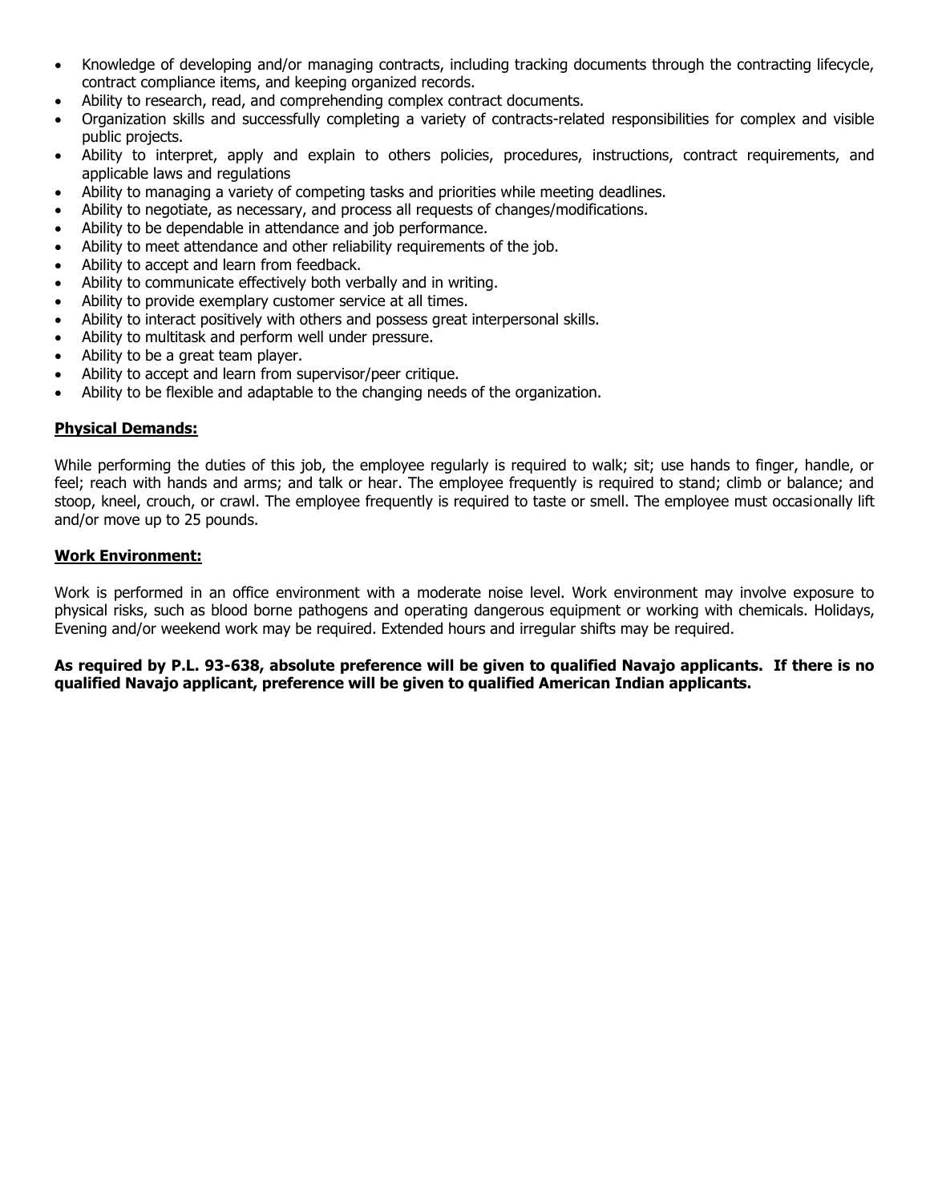- Knowledge of developing and/or managing contracts, including tracking documents through the contracting lifecycle, contract compliance items, and keeping organized records.
- Ability to research, read, and comprehending complex contract documents.
- Organization skills and successfully completing a variety of contracts-related responsibilities for complex and visible public projects.
- Ability to interpret, apply and explain to others policies, procedures, instructions, contract requirements, and applicable laws and regulations
- Ability to managing a variety of competing tasks and priorities while meeting deadlines.
- Ability to negotiate, as necessary, and process all requests of changes/modifications.
- Ability to be dependable in attendance and job performance.
- Ability to meet attendance and other reliability requirements of the job.
- Ability to accept and learn from feedback.
- Ability to communicate effectively both verbally and in writing.
- Ability to provide exemplary customer service at all times.
- Ability to interact positively with others and possess great interpersonal skills.
- Ability to multitask and perform well under pressure.
- Ability to be a great team player.
- Ability to accept and learn from supervisor/peer critique.
- Ability to be flexible and adaptable to the changing needs of the organization.

**Physical Demands:**

While performing the duties of this job, the employee regularly is required to walk; sit; use hands to finger, handle, or feel; reach with hands and arms; and talk or hear. The employee frequently is required to stand; climb or balance; and stoop, kneel, crouch, or crawl. The employee frequently is required to taste or smell. The employee must occasionally lift and/or move up to 25 pounds.

**Work Environment:**

Work is performed in an office environment with a moderate noise level. Work environment may involve exposure to physical risks, such as blood borne pathogens and operating dangerous equipment or working with chemicals. Holidays, Evening and/or weekend work may be required. Extended hours and irregular shifts may be required.

**As required by P.L. 93-638, absolute preference will be given to qualified Navajo applicants. If there is no qualified Navajo applicant, preference will be given to qualified American Indian applicants.**